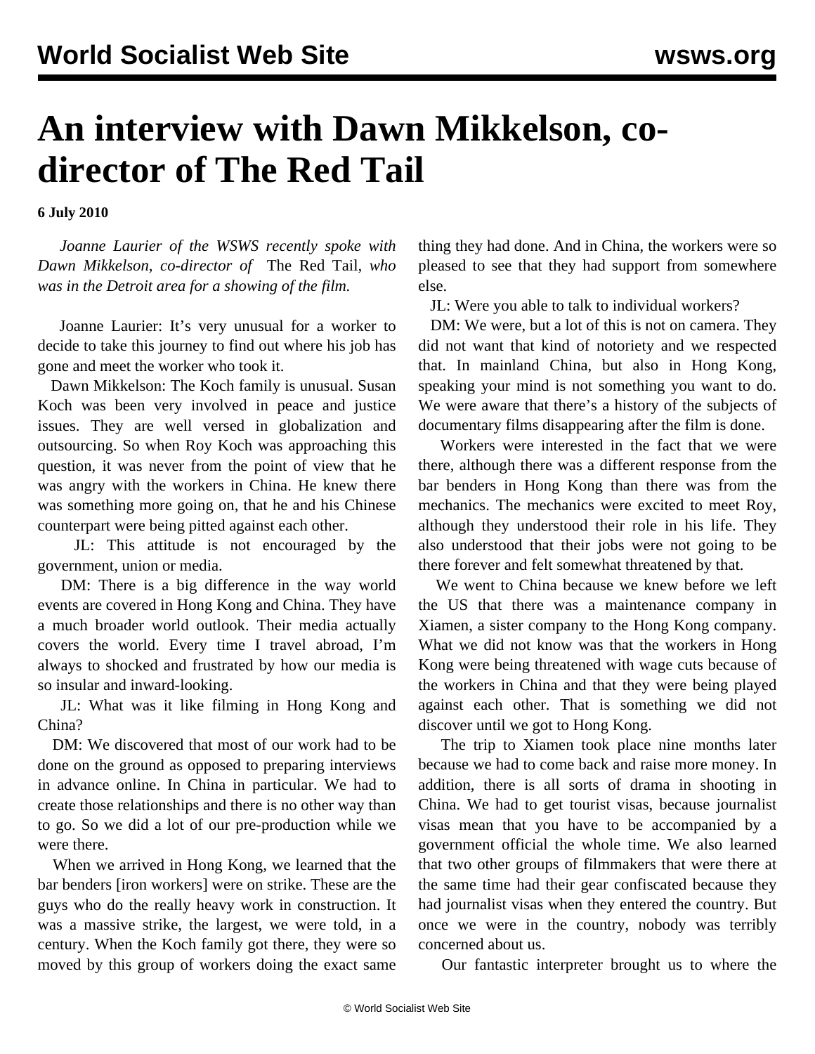# An interview with Dawn Mikkelson, co-director of The Red Tail

**6 July 2010**

*Joanne Laurier of the WSWS recently spoke with Dawn Mikkelson, co-director of* The Red Tail*, who was in the Detroit area for a showing of the film.*

Joanne Laurier: It's very unusual for a worker to decide to take this journey to find out where his job has gone and meet the worker who took it.

Dawn Mikkelson: The Koch family is unusual. Susan Koch was been very involved in peace and justice issues. They are well versed in globalization and outsourcing. So when Roy Koch was approaching this question, it was never from the point of view that he was angry with the workers in China. He knew there was something more going on, that he and his Chinese counterpart were being pitted against each other.

JL: This attitude is not encouraged by the government, union or media.

DM: There is a big difference in the way world events are covered in Hong Kong and China. They have a much broader world outlook. Their media actually covers the world. Every time I travel abroad, I'm always to shocked and frustrated by how our media is so insular and inward-looking.

JL: What was it like filming in Hong Kong and China?

DM: We discovered that most of our work had to be done on the ground as opposed to preparing interviews in advance online. In China in particular. We had to create those relationships and there is no other way than to go. So we did a lot of our pre-production while we were there.

When we arrived in Hong Kong, we learned that the bar benders [iron workers] were on strike. These are the guys who do the really heavy work in construction. It was a massive strike, the largest, we were told, in a century. When the Koch family got there, they were so moved by this group of workers doing the exact same thing they had done. And in China, the workers were so pleased to see that they had support from somewhere else.

JL: Were you able to talk to individual workers?

DM: We were, but a lot of this is not on camera. They did not want that kind of notoriety and we respected that. In mainland China, but also in Hong Kong, speaking your mind is not something you want to do. We were aware that there's a history of the subjects of documentary films disappearing after the film is done.

Workers were interested in the fact that we were there, although there was a different response from the bar benders in Hong Kong than there was from the mechanics. The mechanics were excited to meet Roy, although they understood their role in his life. They also understood that their jobs were not going to be there forever and felt somewhat threatened by that.

We went to China because we knew before we left the US that there was a maintenance company in Xiamen, a sister company to the Hong Kong company. What we did not know was that the workers in Hong Kong were being threatened with wage cuts because of the workers in China and that they were being played against each other. That is something we did not discover until we got to Hong Kong.

The trip to Xiamen took place nine months later because we had to come back and raise more money. In addition, there is all sorts of drama in shooting in China. We had to get tourist visas, because journalist visas mean that you have to be accompanied by a government official the whole time. We also learned that two other groups of filmmakers that were there at the same time had their gear confiscated because they had journalist visas when they entered the country. But once we were in the country, nobody was terribly concerned about us.

Our fantastic interpreter brought us to where the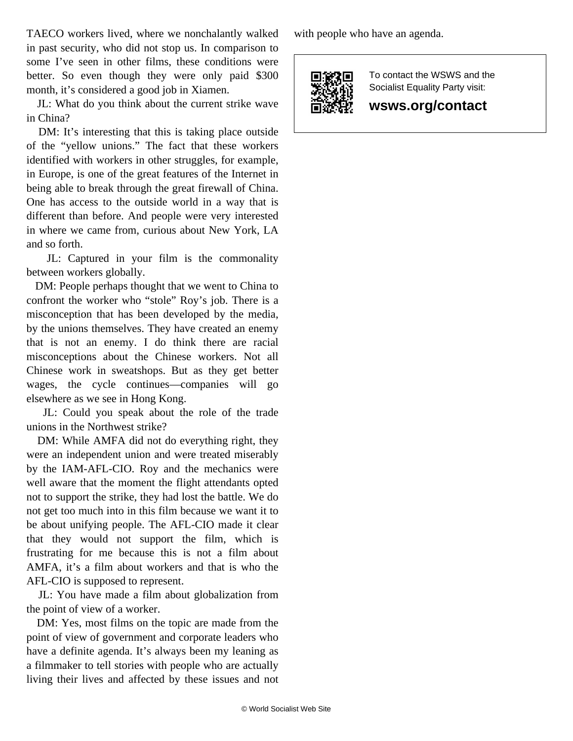TAECO workers lived, where we nonchalantly walked in past security, who did not stop us. In comparison to some I've seen in other films, these conditions were better. So even though they were only paid $300 month, it's considered a good job in Xiamen.

JL: What do you think about the current strike wave in China?

DM: It's interesting that this is taking place outside of the "yellow unions." The fact that these workers identified with workers in other struggles, for example, in Europe, is one of the great features of the Internet in being able to break through the great firewall of China. One has access to the outside world in a way that is different than before. And people were very interested in where we came from, curious about New York, LA and so forth.

JL: Captured in your film is the commonality between workers globally.

DM: People perhaps thought that we went to China to confront the worker who "stole" Roy's job. There is a misconception that has been developed by the media, by the unions themselves. They have created an enemy that is not an enemy. I do think there are racial misconceptions about the Chinese workers. Not all Chinese work in sweatshops. But as they get better wages, the cycle continues—companies will go elsewhere as we see in Hong Kong.

JL: Could you speak about the role of the trade unions in the Northwest strike?

DM: While AMFA did not do everything right, they were an independent union and were treated miserably by the IAM-AFL-CIO. Roy and the mechanics were well aware that the moment the flight attendants opted not to support the strike, they had lost the battle. We do not get too much into in this film because we want it to be about unifying people. The AFL-CIO made it clear that they would not support the film, which is frustrating for me because this is not a film about AMFA, it's a film about workers and that is who the AFL-CIO is supposed to represent.

JL: You have made a film about globalization from the point of view of a worker.

DM: Yes, most films on the topic are made from the point of view of government and corporate leaders who have a definite agenda. It's always been my leaning as a filmmaker to tell stories with people who are actually living their lives and affected by these issues and not with people who have an agenda.

To contact the WSWS and the Socialist Equality Party visit:

**wsws.org/contact**